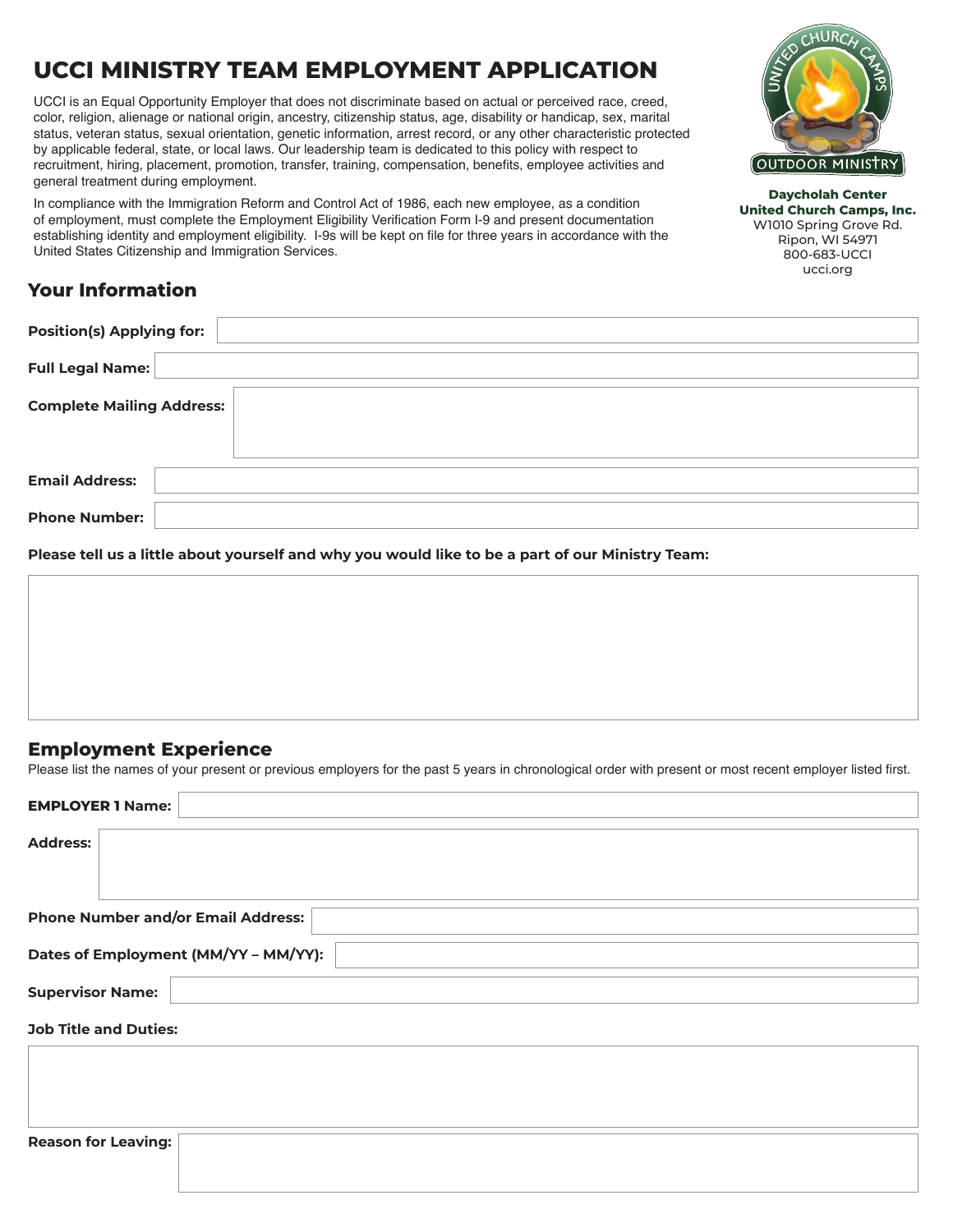# UCCI MINISTRY TEAM EMPLOYMENT APPLICATION

UCCI is an Equal Opportunity Employer that does not discriminate based on actual or perceived race, creed, color, religion, alienage or national origin, ancestry, citizenship status, age, disability or handicap, sex, marital status, veteran status, sexual orientation, genetic information, arrest record, or any other characteristic protected by applicable federal, state, or local laws. Our leadership team is dedicated to this policy with respect to recruitment, hiring, placement, promotion, transfer, training, compensation, benefits, employee activities and general treatment during employment.

In compliance with the Immigration Reform and Control Act of 1986, each new employee, as a condition of employment, must complete the Employment Eligibility Verification Form I-9 and present documentation establishing identity and employment eligibility. I-9s will be kept on file for three years in accordance with the United States Citizenship and Immigration Services.

**Daycholah Center**
**United Church Camps, Inc.**
W1010 Spring Grove Rd.
Ripon, WI 54971
800-683-UCCI
ucci.org

## Your Information

**Position(s) Applying for:**

**Full Legal Name:**

**Complete Mailing Address:**

**Email Address:**

**Phone Number:**

**Please tell us a little about yourself and why you would like to be a part of our Ministry Team:**

## Employment Experience

Please list the names of your present or previous employers for the past 5 years in chronological order with present or most recent employer listed first.

**EMPLOYER 1 Name:**

**Address:**

**Phone Number and/or Email Address:**

**Dates of Employment (MM/YY – MM/YY):**

**Supervisor Name:**

**Job Title and Duties:**

**Reason for Leaving:**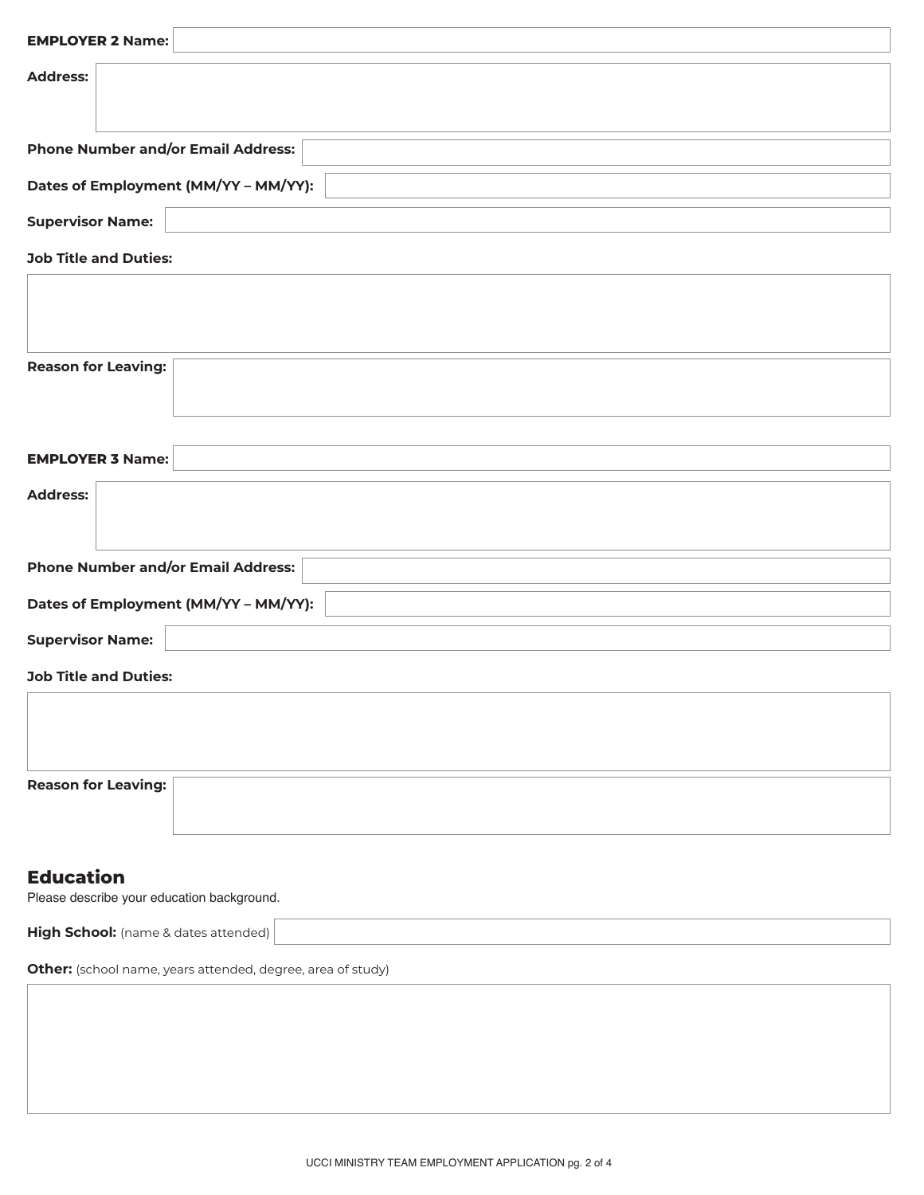**EMPLOYER 2 Name:**

**Address:**

**Phone Number and/or Email Address:**

**Dates of Employment (MM/YY – MM/YY):**

**Supervisor Name:**

**Job Title and Duties:**

**Reason for Leaving:**

**EMPLOYER 3 Name:**

**Address:**

**Phone Number and/or Email Address:**

**Dates of Employment (MM/YY – MM/YY):**

**Supervisor Name:**

**Job Title and Duties:**

**Reason for Leaving:**

## Education

Please describe your education background.

**High School:** (name & dates attended)

**Other:** (school name, years attended, degree, area of study)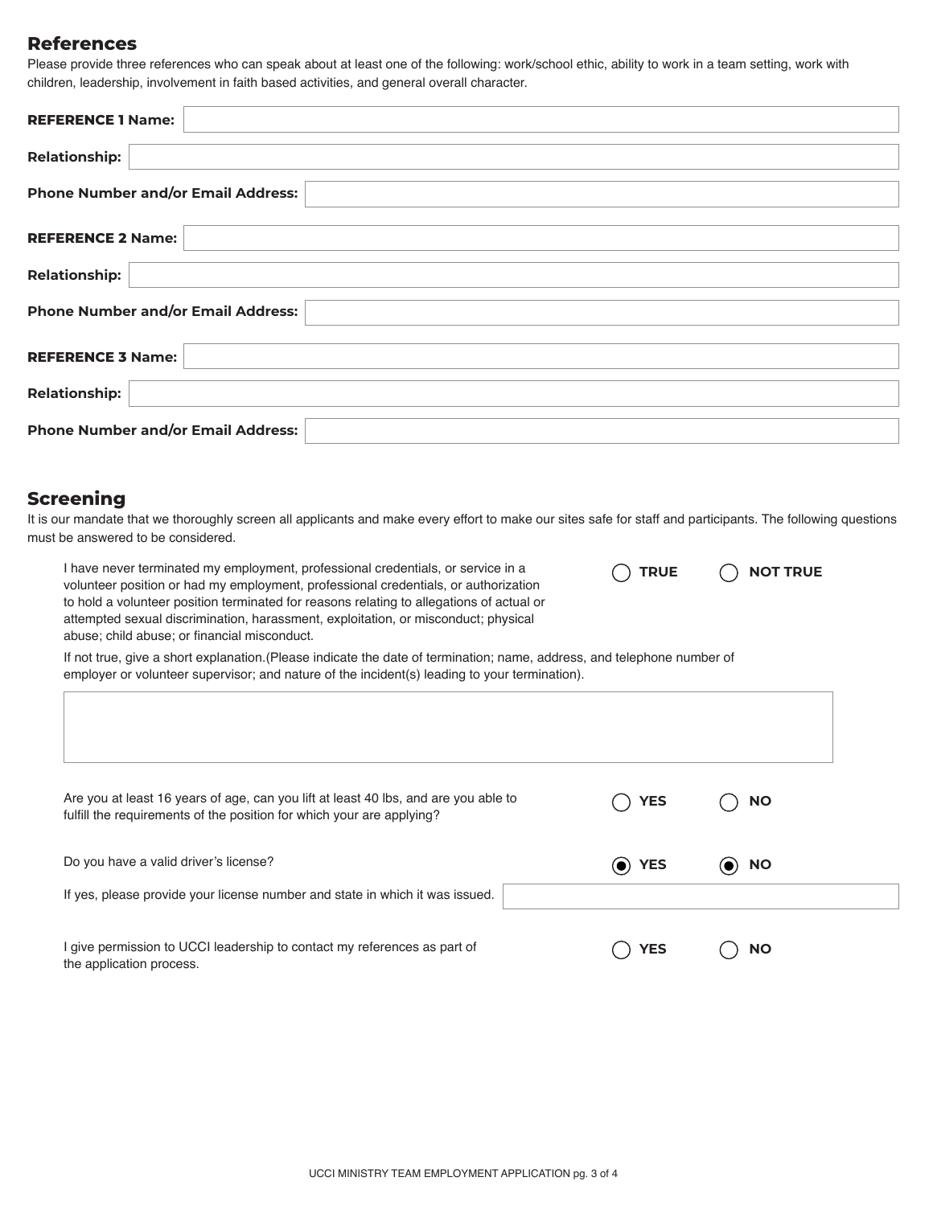## References

Please provide three references who can speak about at least one of the following: work/school ethic, ability to work in a team setting, work with children, leadership, involvement in faith based activities, and general overall character.

**REFERENCE 1 Name:**

**Relationship:**

**Phone Number and/or Email Address:**

**REFERENCE 2 Name:**

**Relationship:**

**Phone Number and/or Email Address:**

**REFERENCE 3 Name:**

**Relationship:**

**Phone Number and/or Email Address:**

## Screening

It is our mandate that we thoroughly screen all applicants and make every effort to make our sites safe for staff and participants. The following questions must be answered to be considered.

I have never terminated my employment, professional credentials, or service in a volunteer position or had my employment, professional credentials, or authorization to hold a volunteer position terminated for reasons relating to allegations of actual or attempted sexual discrimination, harassment, exploitation, or misconduct; physical abuse; child abuse; or financial misconduct.

○ **TRUE** ○ **NOT TRUE**

If not true, give a short explanation.(Please indicate the date of termination; name, address, and telephone number of employer or volunteer supervisor; and nature of the incident(s) leading to your termination).

Are you at least 16 years of age, can you lift at least 40 lbs, and are you able to fulfill the requirements of the position for which your are applying?

○ **YES** ○ **NO**

Do you have a valid driver's license?

◉ **YES** ◉ **NO**

If yes, please provide your license number and state in which it was issued.

I give permission to UCCI leadership to contact my references as part of the application process.

○ **YES** ○ **NO**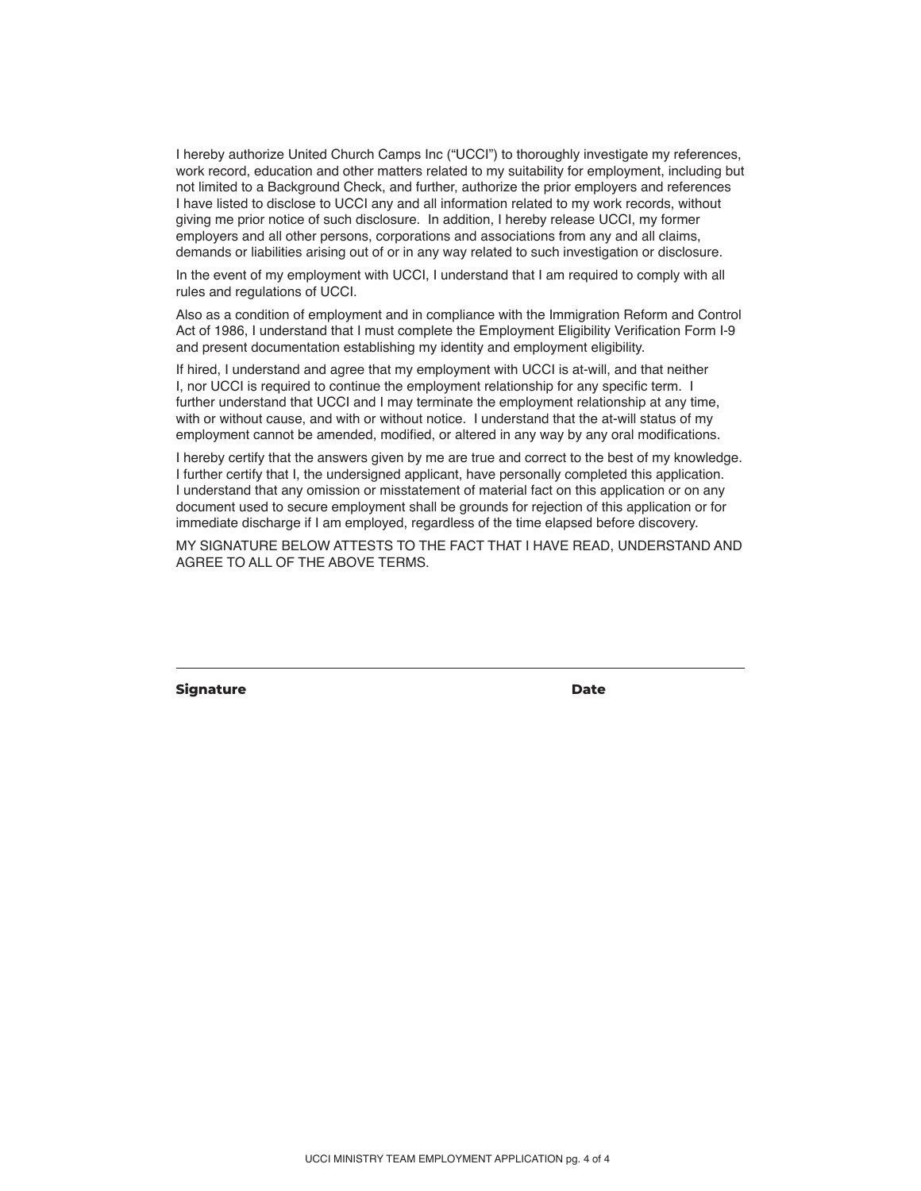I hereby authorize United Church Camps Inc ("UCCI") to thoroughly investigate my references, work record, education and other matters related to my suitability for employment, including but not limited to a Background Check, and further, authorize the prior employers and references I have listed to disclose to UCCI any and all information related to my work records, without giving me prior notice of such disclosure. In addition, I hereby release UCCI, my former employers and all other persons, corporations and associations from any and all claims, demands or liabilities arising out of or in any way related to such investigation or disclosure.

In the event of my employment with UCCI, I understand that I am required to comply with all rules and regulations of UCCI.

Also as a condition of employment and in compliance with the Immigration Reform and Control Act of 1986, I understand that I must complete the Employment Eligibility Verification Form I-9 and present documentation establishing my identity and employment eligibility.

If hired, I understand and agree that my employment with UCCI is at-will, and that neither I, nor UCCI is required to continue the employment relationship for any specific term. I further understand that UCCI and I may terminate the employment relationship at any time, with or without cause, and with or without notice. I understand that the at-will status of my employment cannot be amended, modified, or altered in any way by any oral modifications.

I hereby certify that the answers given by me are true and correct to the best of my knowledge. I further certify that I, the undersigned applicant, have personally completed this application. I understand that any omission or misstatement of material fact on this application or on any document used to secure employment shall be grounds for rejection of this application or for immediate discharge if I am employed, regardless of the time elapsed before discovery.

MY SIGNATURE BELOW ATTESTS TO THE FACT THAT I HAVE READ, UNDERSTAND AND AGREE TO ALL OF THE ABOVE TERMS.

**Signature** **Date**